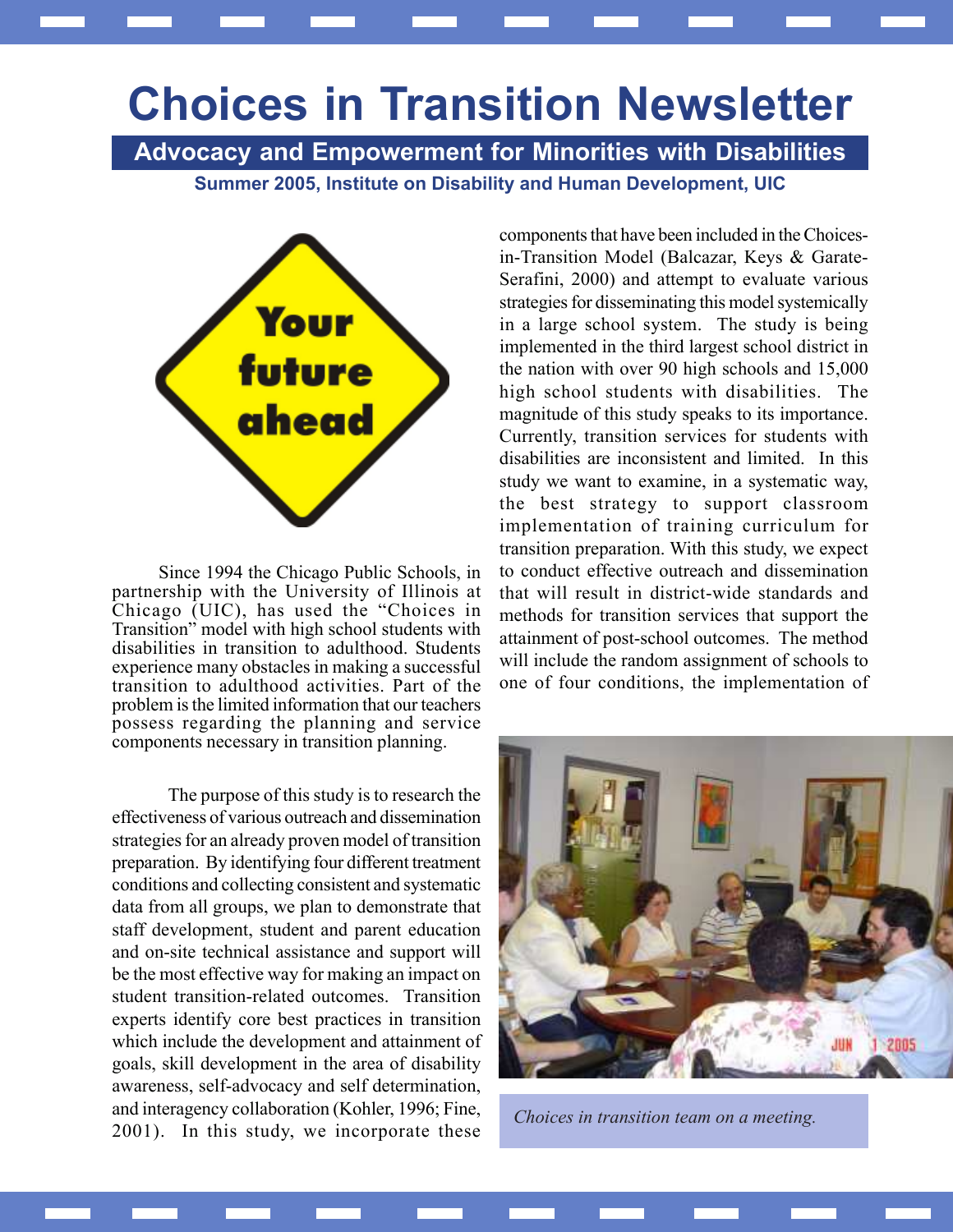# Choices in Transition Newsletter

## Advocacy and Empowerment for Minorities with Disabilities

**Summer 2005, Institute on Disability and Human Development, UIC**

Since 1994 the Chicago Public Schools, in partnership with the University of Illinois at Chicago (UIC), has used the "Choices in Transition" model with high school students with disabilities in transition to adulthood. Students experience many obstacles in making a successful transition to adulthood activities. Part of the problem is the limited information that our teachers possess regarding the planning and service components necessary in transition planning.

The purpose of this study is to research the effectiveness of various outreach and dissemination strategies for an already proven model of transition preparation. By identifying four different treatment conditions and collecting consistent and systematic data from all groups, we plan to demonstrate that staff development, student and parent education and on-site technical assistance and support will be the most effective way for making an impact on student transition-related outcomes. Transition experts identify core best practices in transition which include the development and attainment of goals, skill development in the area of disability awareness, self-advocacy and self determination, and interagency collaboration (Kohler, 1996; Fine, 2001). In this study, we incorporate these components that have been included in the Choices-in-Transition Model (Balcazar, Keys & Garate-Serafini, 2000) and attempt to evaluate various strategies for disseminating this model systemically in a large school system. The study is being implemented in the third largest school district in the nation with over 90 high schools and 15,000 high school students with disabilities. The magnitude of this study speaks to its importance. Currently, transition services for students with disabilities are inconsistent and limited. In this study we want to examine, in a systematic way, the best strategy to support classroom implementation of training curriculum for transition preparation. With this study, we expect to conduct effective outreach and dissemination that will result in district-wide standards and methods for transition services that support the attainment of post-school outcomes. The method will include the random assignment of schools to one of four conditions, the implementation of

*Choices in transition team on a meeting.*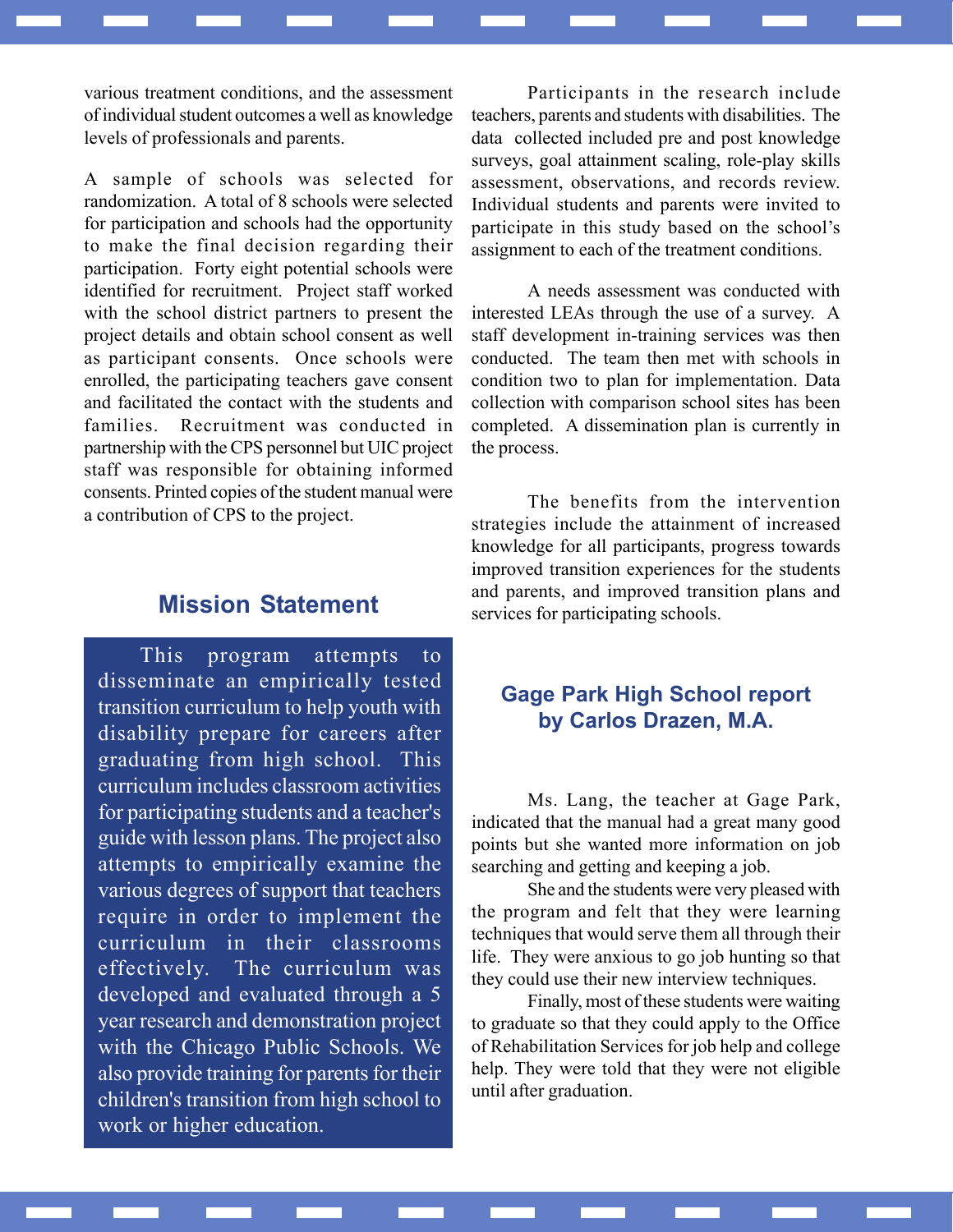various treatment conditions, and the assessment of individual student outcomes a well as knowledge levels of professionals and parents.

A sample of schools was selected for randomization. A total of 8 schools were selected for participation and schools had the opportunity to make the final decision regarding their participation. Forty eight potential schools were identified for recruitment. Project staff worked with the school district partners to present the project details and obtain school consent as well as participant consents. Once schools were enrolled, the participating teachers gave consent and facilitated the contact with the students and families. Recruitment was conducted in partnership with the CPS personnel but UIC project staff was responsible for obtaining informed consents. Printed copies of the student manual were a contribution of CPS to the project.

## Mission Statement

This program attempts to disseminate an empirically tested transition curriculum to help youth with disability prepare for careers after graduating from high school. This curriculum includes classroom activities for participating students and a teacher's guide with lesson plans. The project also attempts to empirically examine the various degrees of support that teachers require in order to implement the curriculum in their classrooms effectively. The curriculum was developed and evaluated through a 5 year research and demonstration project with the Chicago Public Schools. We also provide training for parents for their children's transition from high school to work or higher education.

Participants in the research include teachers, parents and students with disabilities. The data collected included pre and post knowledge surveys, goal attainment scaling, role-play skills assessment, observations, and records review. Individual students and parents were invited to participate in this study based on the school's assignment to each of the treatment conditions.

A needs assessment was conducted with interested LEAs through the use of a survey. A staff development in-training services was then conducted. The team then met with schools in condition two to plan for implementation. Data collection with comparison school sites has been completed. A dissemination plan is currently in the process.

The benefits from the intervention strategies include the attainment of increased knowledge for all participants, progress towards improved transition experiences for the students and parents, and improved transition plans and services for participating schools.

## Gage Park High School report by Carlos Drazen, M.A.

Ms. Lang, the teacher at Gage Park, indicated that the manual had a great many good points but she wanted more information on job searching and getting and keeping a job.

She and the students were very pleased with the program and felt that they were learning techniques that would serve them all through their life. They were anxious to go job hunting so that they could use their new interview techniques.

Finally, most of these students were waiting to graduate so that they could apply to the Office of Rehabilitation Services for job help and college help. They were told that they were not eligible until after graduation.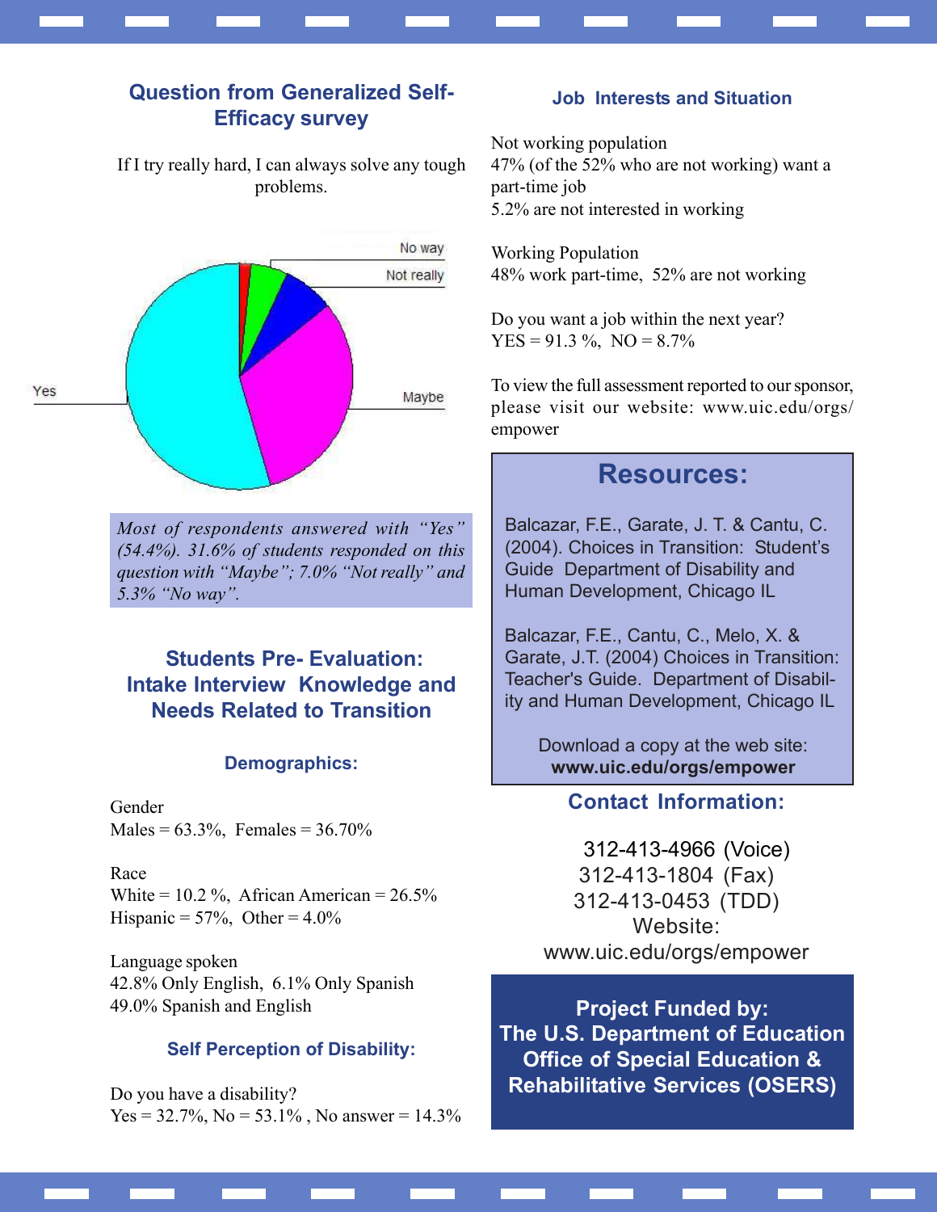## Question from Generalized Self-Efficacy survey

If I try really hard, I can always solve any tough problems.

*Most of respondents answered with "Yes" (54.4%). 31.6% of students responded on this question with "Maybe"; 7.0% "Not really" and 5.3% "No way".*

## Students Pre- Evaluation: Intake Interview Knowledge and Needs Related to Transition

### Demographics:

Gender
Males = 63.3%, Females = 36.70%

Race
White = 10.2 %, African American = 26.5%
Hispanic = 57%, Other = 4.0%

Language spoken
42.8% Only English, 6.1% Only Spanish
49.0% Spanish and English

### Self Perception of Disability:

Do you have a disability?
Yes = 32.7%, No = 53.1% , No answer = 14.3%

### Job Interests and Situation

Not working population
47% (of the 52% who are not working) want a part-time job
5.2% are not interested in working

Working Population
48% work part-time, 52% are not working

Do you want a job within the next year?
YES = 91.3 %, NO = 8.7%

To view the full assessment reported to our sponsor, please visit our website: www.uic.edu/orgs/empower

## Resources:

Balcazar, F.E., Garate, J. T. & Cantu, C. (2004). Choices in Transition: Student's Guide Department of Disability and Human Development, Chicago IL

Balcazar, F.E., Cantu, C., Melo, X. & Garate, J.T. (2004) Choices in Transition: Teacher's Guide. Department of Disability and Human Development, Chicago IL

Download a copy at the web site:
**www.uic.edu/orgs/empower**

### Contact Information:

312-413-4966 (Voice)
312-413-1804 (Fax)
312-413-0453 (TDD)
Website:
www.uic.edu/orgs/empower

**Project Funded by:
The U.S. Department of Education
Office of Special Education &
Rehabilitative Services (OSERS)**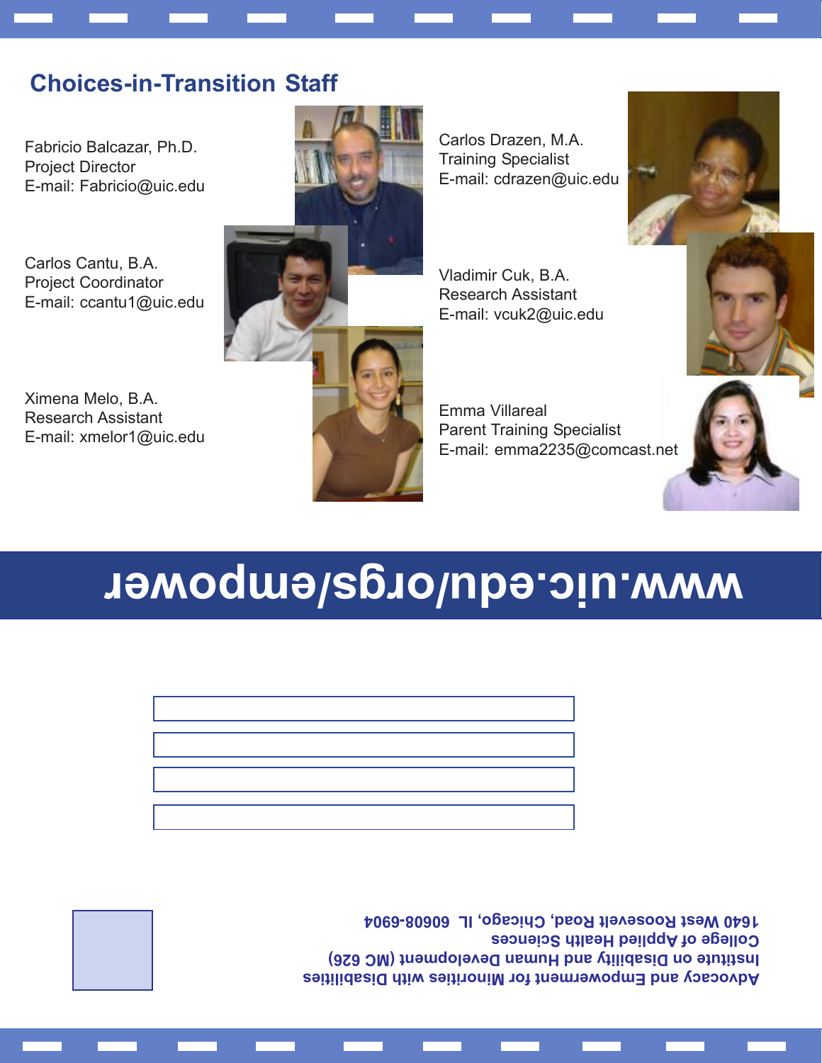## Choices-in-Transition Staff

Fabricio Balcazar, Ph.D.
Project Director
E-mail: Fabricio@uic.edu

Carlos Cantu, B.A.
Project Coordinator
E-mail: ccantu1@uic.edu

Ximena Melo, B.A.
Research Assistant
E-mail: xmelor1@uic.edu

Carlos Drazen, M.A.
Training Specialist
E-mail: cdrazen@uic.edu

Vladimir Cuk, B.A.
Research Assistant
E-mail: vcuk2@uic.edu

Emma Villareal
Parent Training Specialist
E-mail: emma2235@comcast.net

**www.uic.edu/orgs/empower**

Advocacy and Empowerment for Minorities with Disabilities
Institute on Disability and Human Development (MC 626)
College of Applied Health Sciences
1640 West Roosevelt Road, Chicago, IL 60608-6904